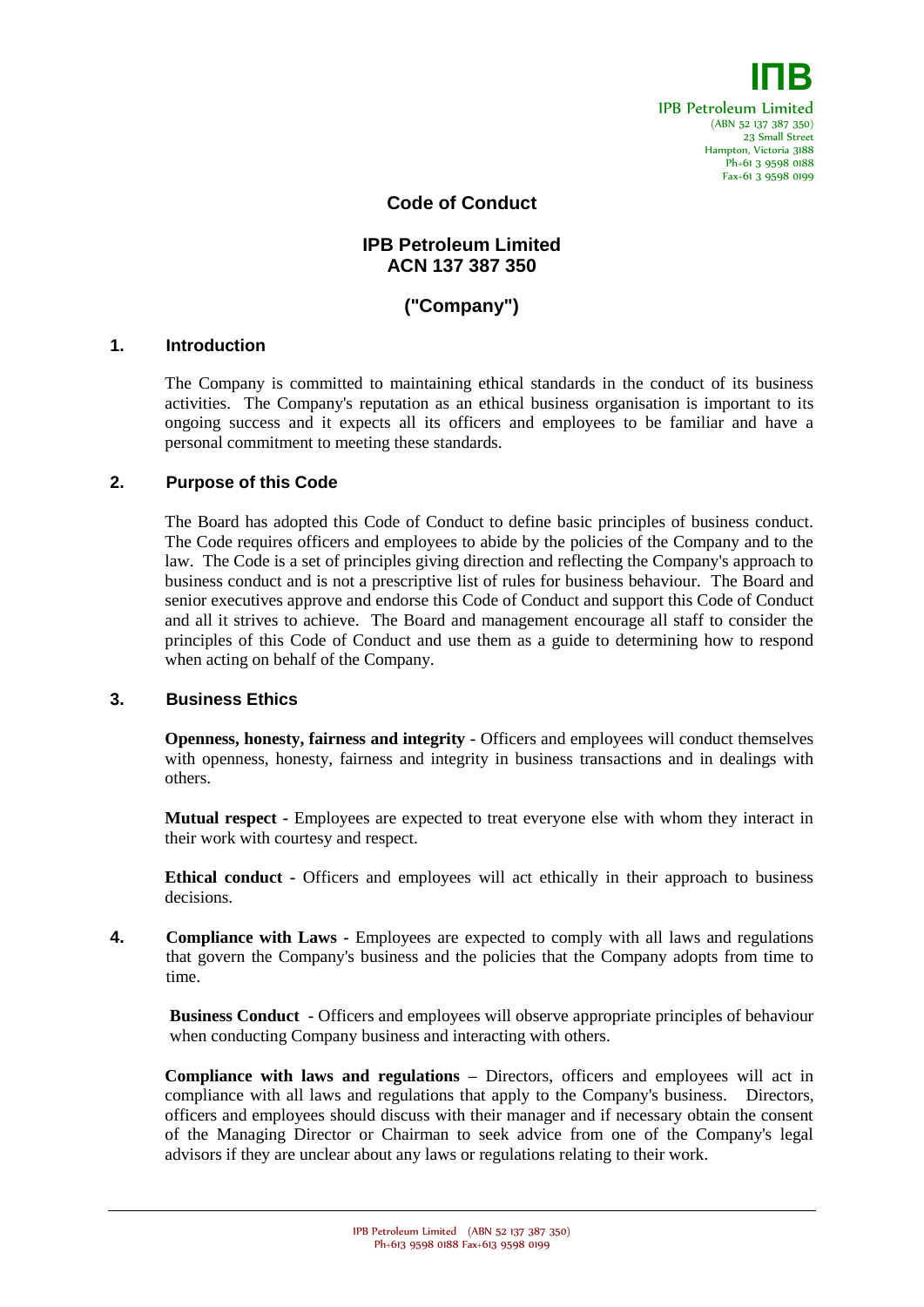IПB

IPB Petroleum Limited
(ABN 52 137 387 350)
23 Small Street
Hampton, Victoria 3188
Ph+61 3 9598 0188
Fax+61 3 9598 0199

# Code of Conduct

## IPB Petroleum Limited
## ACN 137 387 350

## ("Company")

### 1. Introduction

The Company is committed to maintaining ethical standards in the conduct of its business activities. The Company's reputation as an ethical business organisation is important to its ongoing success and it expects all its officers and employees to be familiar and have a personal commitment to meeting these standards.

### 2. Purpose of this Code

The Board has adopted this Code of Conduct to define basic principles of business conduct. The Code requires officers and employees to abide by the policies of the Company and to the law. The Code is a set of principles giving direction and reflecting the Company's approach to business conduct and is not a prescriptive list of rules for business behaviour. The Board and senior executives approve and endorse this Code of Conduct and support this Code of Conduct and all it strives to achieve. The Board and management encourage all staff to consider the principles of this Code of Conduct and use them as a guide to determining how to respond when acting on behalf of the Company.

### 3. Business Ethics

**Openness, honesty, fairness and integrity** - Officers and employees will conduct themselves with openness, honesty, fairness and integrity in business transactions and in dealings with others.

**Mutual respect** - Employees are expected to treat everyone else with whom they interact in their work with courtesy and respect.

**Ethical conduct** - Officers and employees will act ethically in their approach to business decisions.

**4. Compliance with Laws** - Employees are expected to comply with all laws and regulations that govern the Company's business and the policies that the Company adopts from time to time.

**Business Conduct** - Officers and employees will observe appropriate principles of behaviour when conducting Company business and interacting with others.

**Compliance with laws and regulations** – Directors, officers and employees will act in compliance with all laws and regulations that apply to the Company's business. Directors, officers and employees should discuss with their manager and if necessary obtain the consent of the Managing Director or Chairman to seek advice from one of the Company's legal advisors if they are unclear about any laws or regulations relating to their work.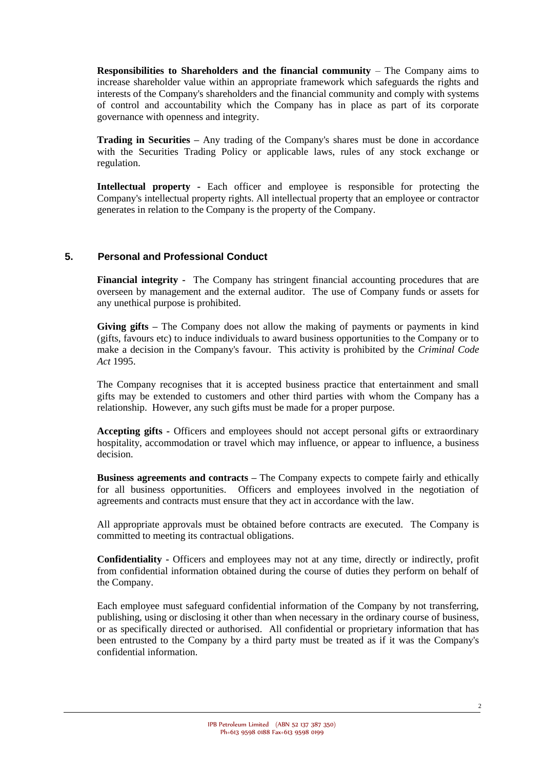**Responsibilities to Shareholders and the financial community** – The Company aims to increase shareholder value within an appropriate framework which safeguards the rights and interests of the Company's shareholders and the financial community and comply with systems of control and accountability which the Company has in place as part of its corporate governance with openness and integrity.

**Trading in Securities** – Any trading of the Company's shares must be done in accordance with the Securities Trading Policy or applicable laws, rules of any stock exchange or regulation.

**Intellectual property** - Each officer and employee is responsible for protecting the Company's intellectual property rights. All intellectual property that an employee or contractor generates in relation to the Company is the property of the Company.

## 5. Personal and Professional Conduct

**Financial integrity** - The Company has stringent financial accounting procedures that are overseen by management and the external auditor. The use of Company funds or assets for any unethical purpose is prohibited.

**Giving gifts** – The Company does not allow the making of payments or payments in kind (gifts, favours etc) to induce individuals to award business opportunities to the Company or to make a decision in the Company's favour. This activity is prohibited by the *Criminal Code Act* 1995.

The Company recognises that it is accepted business practice that entertainment and small gifts may be extended to customers and other third parties with whom the Company has a relationship. However, any such gifts must be made for a proper purpose.

**Accepting gifts** - Officers and employees should not accept personal gifts or extraordinary hospitality, accommodation or travel which may influence, or appear to influence, a business decision.

**Business agreements and contracts** – The Company expects to compete fairly and ethically for all business opportunities. Officers and employees involved in the negotiation of agreements and contracts must ensure that they act in accordance with the law.

All appropriate approvals must be obtained before contracts are executed. The Company is committed to meeting its contractual obligations.

**Confidentiality** - Officers and employees may not at any time, directly or indirectly, profit from confidential information obtained during the course of duties they perform on behalf of the Company.

Each employee must safeguard confidential information of the Company by not transferring, publishing, using or disclosing it other than when necessary in the ordinary course of business, or as specifically directed or authorised. All confidential or proprietary information that has been entrusted to the Company by a third party must be treated as if it was the Company's confidential information.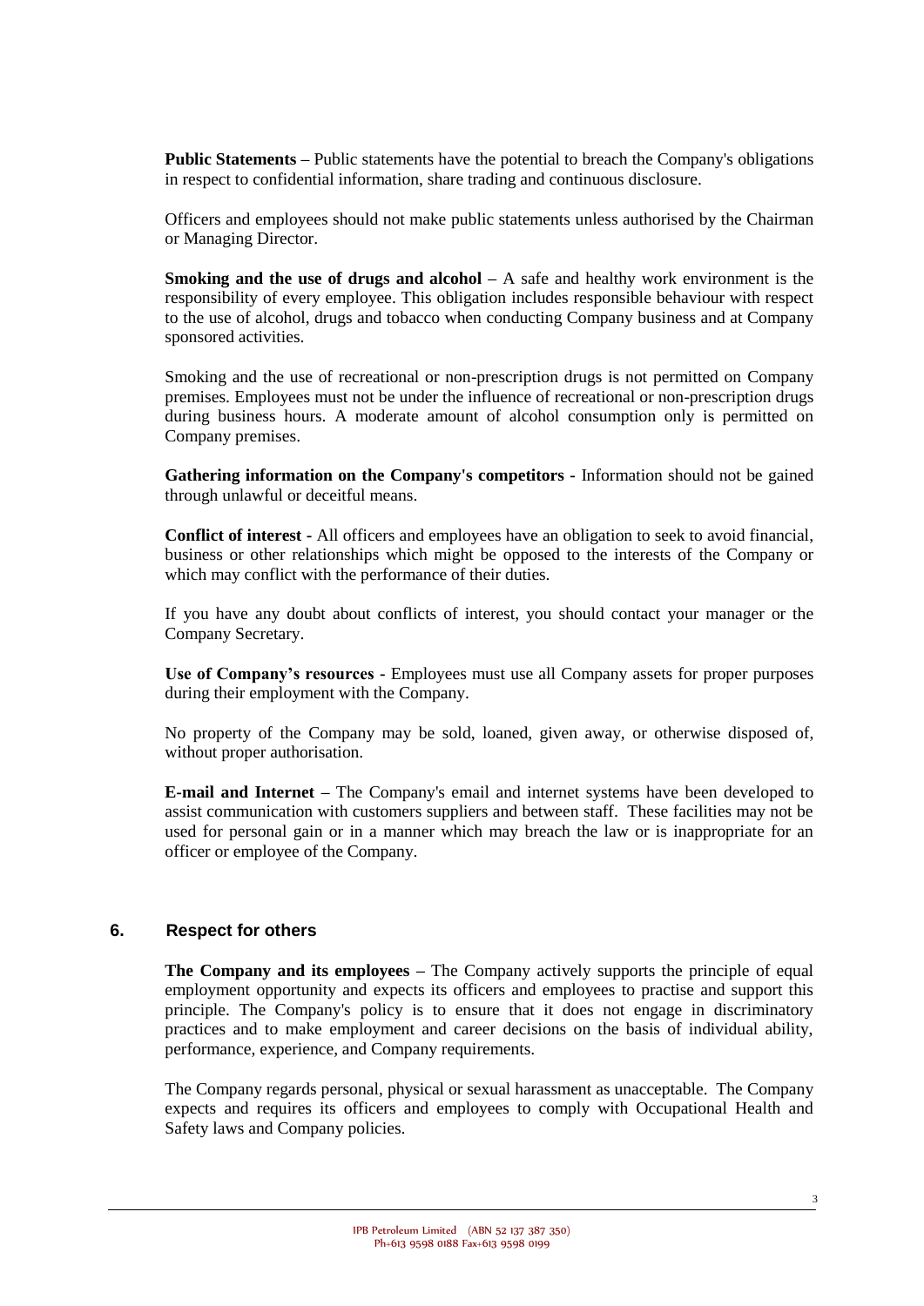**Public Statements –** Public statements have the potential to breach the Company's obligations in respect to confidential information, share trading and continuous disclosure.

Officers and employees should not make public statements unless authorised by the Chairman or Managing Director.

**Smoking and the use of drugs and alcohol –** A safe and healthy work environment is the responsibility of every employee. This obligation includes responsible behaviour with respect to the use of alcohol, drugs and tobacco when conducting Company business and at Company sponsored activities.

Smoking and the use of recreational or non-prescription drugs is not permitted on Company premises. Employees must not be under the influence of recreational or non-prescription drugs during business hours. A moderate amount of alcohol consumption only is permitted on Company premises.

**Gathering information on the Company's competitors -** Information should not be gained through unlawful or deceitful means.

**Conflict of interest -** All officers and employees have an obligation to seek to avoid financial, business or other relationships which might be opposed to the interests of the Company or which may conflict with the performance of their duties.

If you have any doubt about conflicts of interest, you should contact your manager or the Company Secretary.

**Use of Company's resources -** Employees must use all Company assets for proper purposes during their employment with the Company.

No property of the Company may be sold, loaned, given away, or otherwise disposed of, without proper authorisation.

**E-mail and Internet –** The Company's email and internet systems have been developed to assist communication with customers suppliers and between staff. These facilities may not be used for personal gain or in a manner which may breach the law or is inappropriate for an officer or employee of the Company.

## 6. Respect for others

**The Company and its employees –** The Company actively supports the principle of equal employment opportunity and expects its officers and employees to practise and support this principle. The Company's policy is to ensure that it does not engage in discriminatory practices and to make employment and career decisions on the basis of individual ability, performance, experience, and Company requirements.

The Company regards personal, physical or sexual harassment as unacceptable. The Company expects and requires its officers and employees to comply with Occupational Health and Safety laws and Company policies.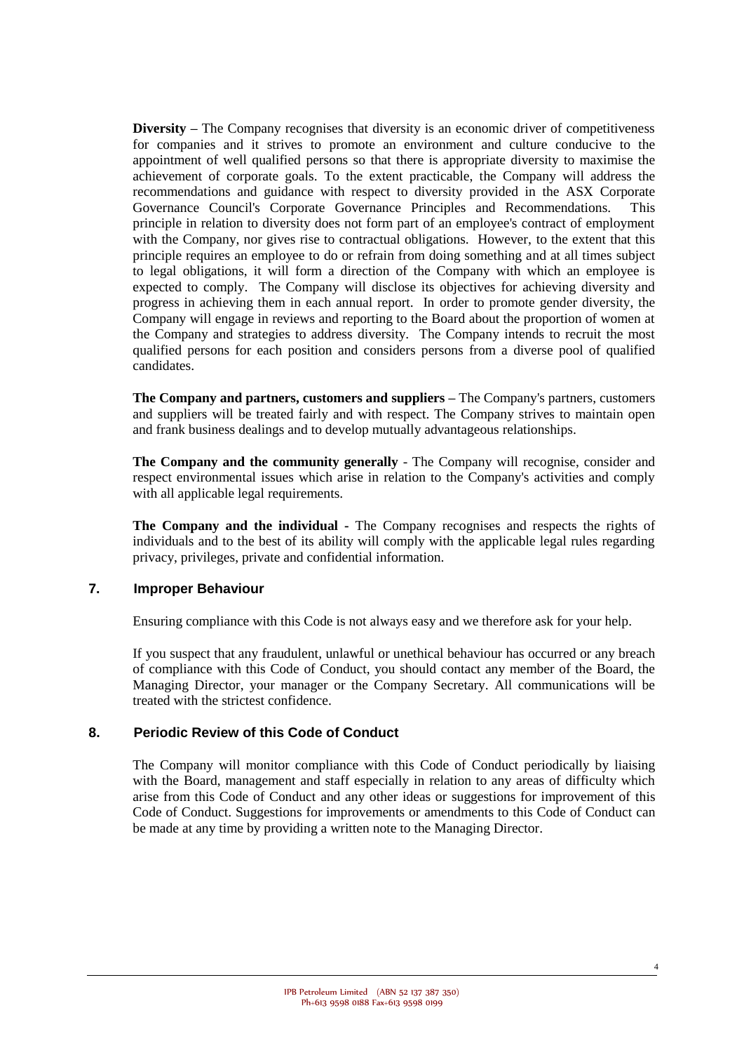**Diversity –** The Company recognises that diversity is an economic driver of competitiveness for companies and it strives to promote an environment and culture conducive to the appointment of well qualified persons so that there is appropriate diversity to maximise the achievement of corporate goals. To the extent practicable, the Company will address the recommendations and guidance with respect to diversity provided in the ASX Corporate Governance Council's Corporate Governance Principles and Recommendations. This principle in relation to diversity does not form part of an employee's contract of employment with the Company, nor gives rise to contractual obligations. However, to the extent that this principle requires an employee to do or refrain from doing something and at all times subject to legal obligations, it will form a direction of the Company with which an employee is expected to comply. The Company will disclose its objectives for achieving diversity and progress in achieving them in each annual report. In order to promote gender diversity, the Company will engage in reviews and reporting to the Board about the proportion of women at the Company and strategies to address diversity. The Company intends to recruit the most qualified persons for each position and considers persons from a diverse pool of qualified candidates.

**The Company and partners, customers and suppliers –** The Company's partners, customers and suppliers will be treated fairly and with respect. The Company strives to maintain open and frank business dealings and to develop mutually advantageous relationships.

**The Company and the community generally** - The Company will recognise, consider and respect environmental issues which arise in relation to the Company's activities and comply with all applicable legal requirements.

**The Company and the individual -** The Company recognises and respects the rights of individuals and to the best of its ability will comply with the applicable legal rules regarding privacy, privileges, private and confidential information.

## 7. Improper Behaviour

Ensuring compliance with this Code is not always easy and we therefore ask for your help.

If you suspect that any fraudulent, unlawful or unethical behaviour has occurred or any breach of compliance with this Code of Conduct, you should contact any member of the Board, the Managing Director, your manager or the Company Secretary. All communications will be treated with the strictest confidence.

## 8. Periodic Review of this Code of Conduct

The Company will monitor compliance with this Code of Conduct periodically by liaising with the Board, management and staff especially in relation to any areas of difficulty which arise from this Code of Conduct and any other ideas or suggestions for improvement of this Code of Conduct. Suggestions for improvements or amendments to this Code of Conduct can be made at any time by providing a written note to the Managing Director.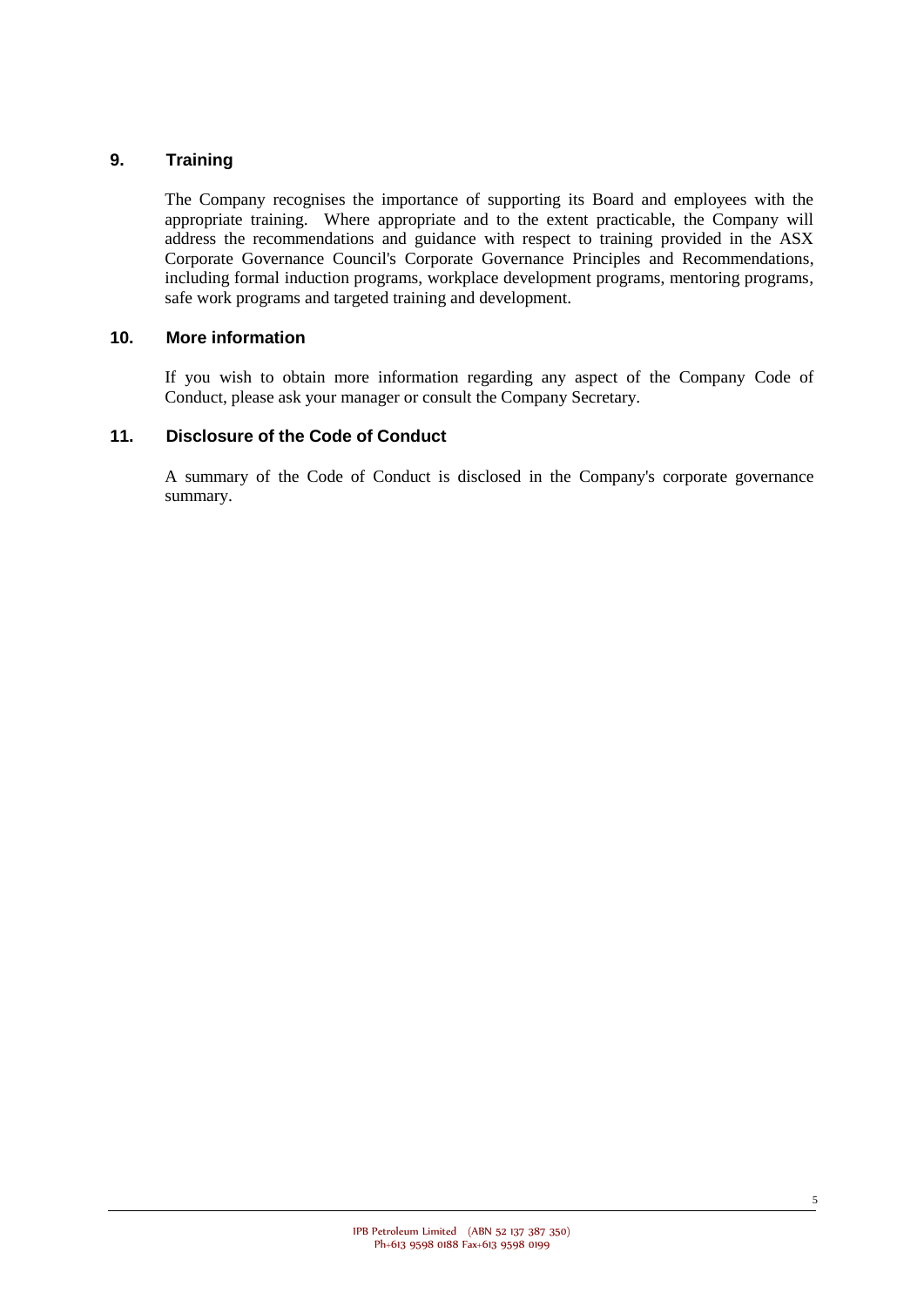## 9. Training

The Company recognises the importance of supporting its Board and employees with the appropriate training. Where appropriate and to the extent practicable, the Company will address the recommendations and guidance with respect to training provided in the ASX Corporate Governance Council's Corporate Governance Principles and Recommendations, including formal induction programs, workplace development programs, mentoring programs, safe work programs and targeted training and development.

## 10. More information

If you wish to obtain more information regarding any aspect of the Company Code of Conduct, please ask your manager or consult the Company Secretary.

## 11. Disclosure of the Code of Conduct

A summary of the Code of Conduct is disclosed in the Company's corporate governance summary.